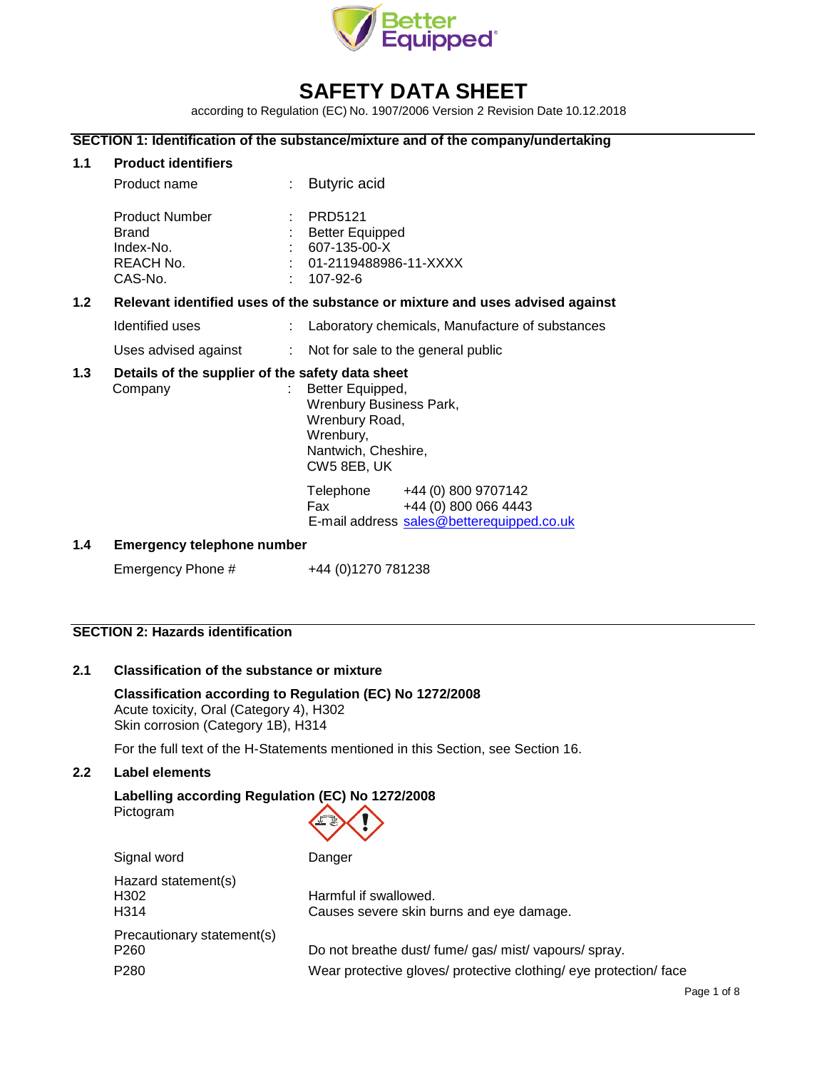# SAFETY DATA SHEET

according to Regulation (EC) No. 1907/2006 Version 2 Revision Date 10.12.2018

## SECTION 1: Identification of the substance/mixture and of the company/undertaking

### 1.1 Product identifiers

| | | |
|---|---|---|
| Product name | : | Butyric acid |
| Product Number | : | PRD5121 |
| Brand | : | Better Equipped |
| Index-No. | : | 607-135-00-X |
| REACH No. | : | 01-2119488986-11-XXXX |
| CAS-No. | : | 107-92-6 |

### 1.2 Relevant identified uses of the substance or mixture and uses advised against

| | | |
|---|---|---|
| Identified uses | : | Laboratory chemicals, Manufacture of substances |
| Uses advised against | : | Not for sale to the general public |

### 1.3 Details of the supplier of the safety data sheet

Company : Better Equipped,
Wrenbury Business Park,
Wrenbury Road,
Wrenbury,
Nantwich, Cheshire,
CW5 8EB, UK

| | |
|---|---|
| Telephone | +44 (0) 800 9707142 |
| Fax | +44 (0) 800 066 4443 |
| E-mail address | sales@betterequipped.co.uk |

### 1.4 Emergency telephone number

Emergency Phone # +44 (0)1270 781238

## SECTION 2: Hazards identification

### 2.1 Classification of the substance or mixture

**Classification according to Regulation (EC) No 1272/2008**

Acute toxicity, Oral (Category 4), H302
Skin corrosion (Category 1B), H314

For the full text of the H-Statements mentioned in this Section, see Section 16.

### 2.2 Label elements

**Labelling according Regulation (EC) No 1272/2008**

Pictogram

Signal word: Danger

Hazard statement(s)

| | |
|---|---|
| H302 | Harmful if swallowed. |
| H314 | Causes severe skin burns and eye damage. |

Precautionary statement(s)

| | |
|---|---|
| P260 | Do not breathe dust/ fume/ gas/ mist/ vapours/ spray. |
| P280 | Wear protective gloves/ protective clothing/ eye protection/ face |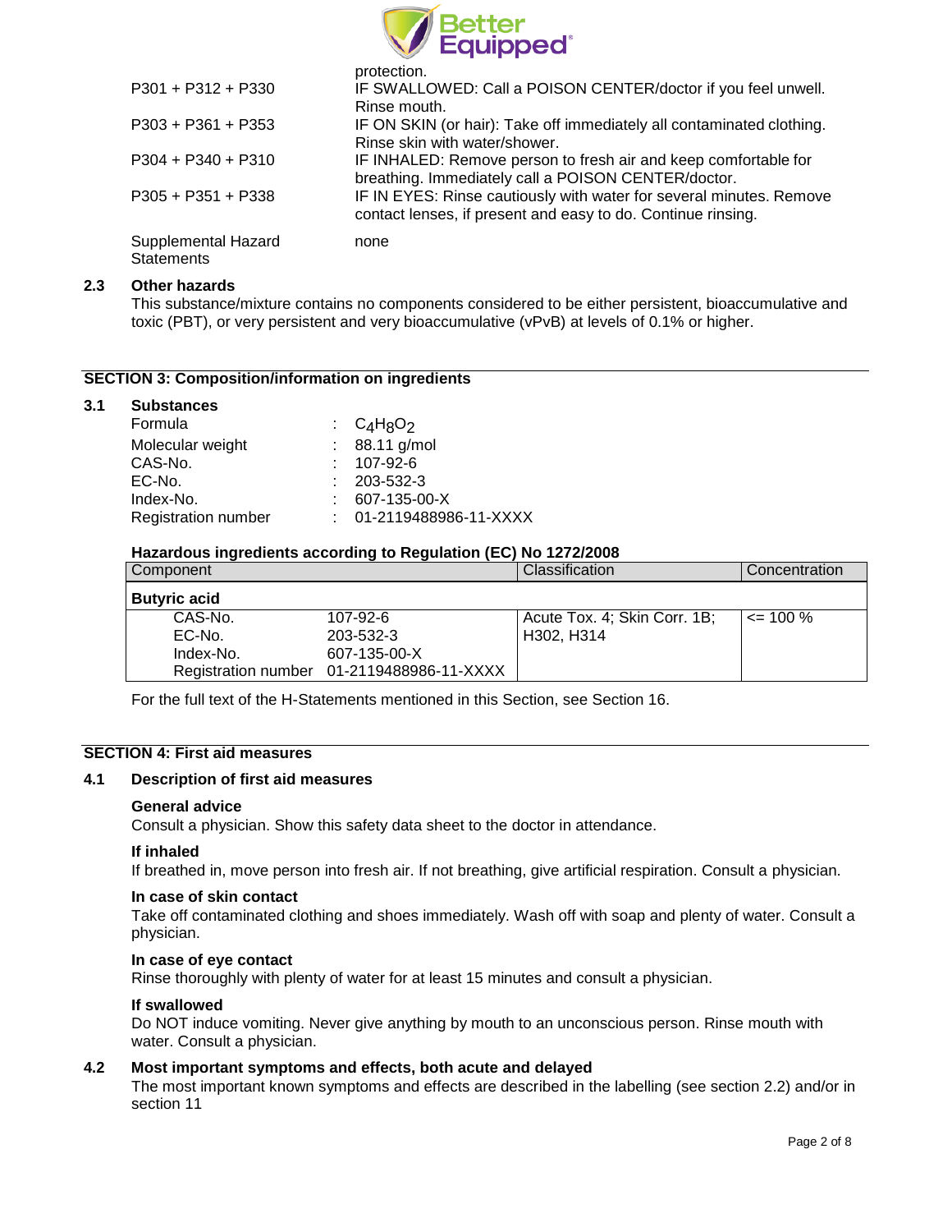| | |
|---|---|
| | protection. |
| P301 + P312 + P330 | IF SWALLOWED: Call a POISON CENTER/doctor if you feel unwell. Rinse mouth. |
| P303 + P361 + P353 | IF ON SKIN (or hair): Take off immediately all contaminated clothing. Rinse skin with water/shower. |
| P304 + P340 + P310 | IF INHALED: Remove person to fresh air and keep comfortable for breathing. Immediately call a POISON CENTER/doctor. |
| P305 + P351 + P338 | IF IN EYES: Rinse cautiously with water for several minutes. Remove contact lenses, if present and easy to do. Continue rinsing. |
| Supplemental Hazard Statements | none |

### 2.3 Other hazards

This substance/mixture contains no components considered to be either persistent, bioaccumulative and toxic (PBT), or very persistent and very bioaccumulative (vPvB) at levels of 0.1% or higher.

## SECTION 3: Composition/information on ingredients

### 3.1 Substances

| | |
|---|---|
| Formula | : $C_4H_8O_2$ |
| Molecular weight | : 88.11 g/mol |
| CAS-No. | : 107-92-6 |
| EC-No. | : 203-532-3 |
| Index-No. | : 607-135-00-X |
| Registration number | : 01-2119488986-11-XXXX |

**Hazardous ingredients according to Regulation (EC) No 1272/2008**

| Component | | Classification | Concentration |
|---|---|---|---|
| **Butyric acid** | | | |
| CAS-No. | 107-92-6 | Acute Tox. 4; Skin Corr. 1B; H302, H314 | <= 100 % |
| EC-No. | 203-532-3 | | |
| Index-No. | 607-135-00-X | | |
| Registration number | 01-2119488986-11-XXXX | | |

For the full text of the H-Statements mentioned in this Section, see Section 16.

## SECTION 4: First aid measures

### 4.1 Description of first aid measures

**General advice**

Consult a physician. Show this safety data sheet to the doctor in attendance.

**If inhaled**

If breathed in, move person into fresh air. If not breathing, give artificial respiration. Consult a physician.

**In case of skin contact**

Take off contaminated clothing and shoes immediately. Wash off with soap and plenty of water. Consult a physician.

**In case of eye contact**

Rinse thoroughly with plenty of water for at least 15 minutes and consult a physician.

**If swallowed**

Do NOT induce vomiting. Never give anything by mouth to an unconscious person. Rinse mouth with water. Consult a physician.

### 4.2 Most important symptoms and effects, both acute and delayed

The most important known symptoms and effects are described in the labelling (see section 2.2) and/or in section 11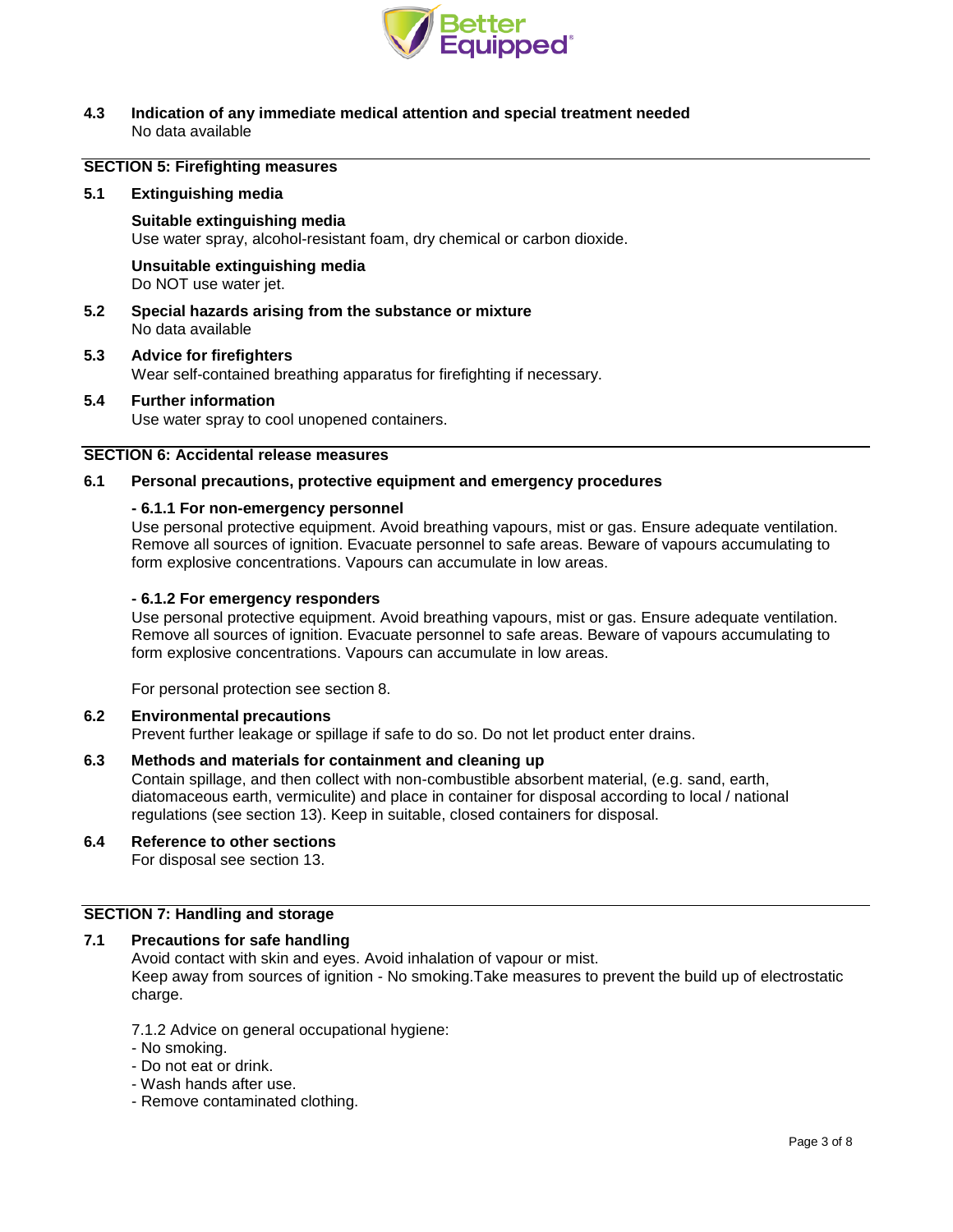**4.3 Indication of any immediate medical attention and special treatment needed**
No data available

## SECTION 5: Firefighting measures

**5.1 Extinguishing media**

**Suitable extinguishing media**
Use water spray, alcohol-resistant foam, dry chemical or carbon dioxide.

**Unsuitable extinguishing media**
Do NOT use water jet.

**5.2 Special hazards arising from the substance or mixture**
No data available

**5.3 Advice for firefighters**
Wear self-contained breathing apparatus for firefighting if necessary.

**5.4 Further information**
Use water spray to cool unopened containers.

## SECTION 6: Accidental release measures

**6.1 Personal precautions, protective equipment and emergency procedures**

**- 6.1.1 For non-emergency personnel**
Use personal protective equipment. Avoid breathing vapours, mist or gas. Ensure adequate ventilation. Remove all sources of ignition. Evacuate personnel to safe areas. Beware of vapours accumulating to form explosive concentrations. Vapours can accumulate in low areas.

**- 6.1.2 For emergency responders**
Use personal protective equipment. Avoid breathing vapours, mist or gas. Ensure adequate ventilation. Remove all sources of ignition. Evacuate personnel to safe areas. Beware of vapours accumulating to form explosive concentrations. Vapours can accumulate in low areas.

For personal protection see section 8.

**6.2 Environmental precautions**
Prevent further leakage or spillage if safe to do so. Do not let product enter drains.

**6.3 Methods and materials for containment and cleaning up**
Contain spillage, and then collect with non-combustible absorbent material, (e.g. sand, earth, diatomaceous earth, vermiculite) and place in container for disposal according to local / national regulations (see section 13). Keep in suitable, closed containers for disposal.

**6.4 Reference to other sections**
For disposal see section 13.

## SECTION 7: Handling and storage

**7.1 Precautions for safe handling**
Avoid contact with skin and eyes. Avoid inhalation of vapour or mist.
Keep away from sources of ignition - No smoking.Take measures to prevent the build up of electrostatic charge.

7.1.2 Advice on general occupational hygiene:
- No smoking.
- Do not eat or drink.
- Wash hands after use.
- Remove contaminated clothing.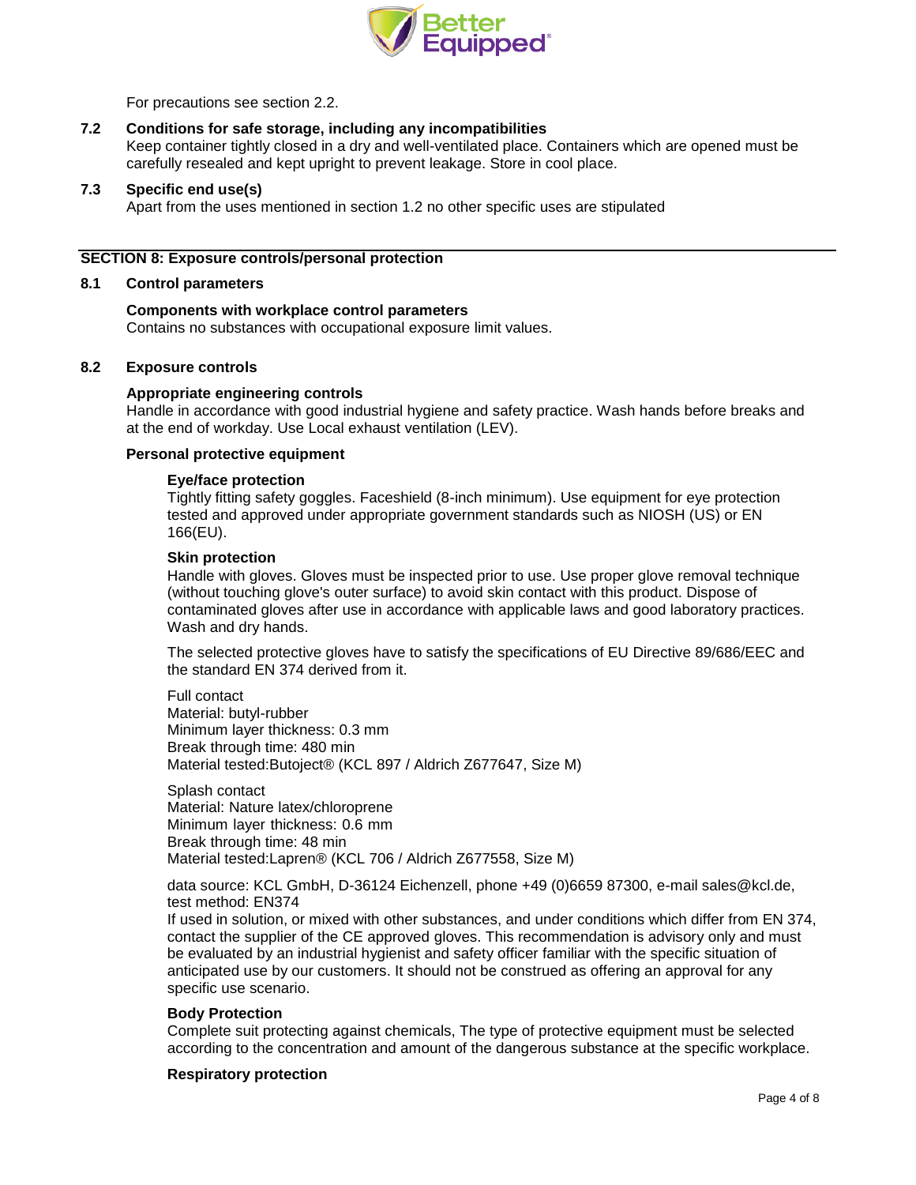For precautions see section 2.2.

### 7.2 Conditions for safe storage, including any incompatibilities

Keep container tightly closed in a dry and well-ventilated place. Containers which are opened must be carefully resealed and kept upright to prevent leakage. Store in cool place.

### 7.3 Specific end use(s)

Apart from the uses mentioned in section 1.2 no other specific uses are stipulated

## SECTION 8: Exposure controls/personal protection

### 8.1 Control parameters

**Components with workplace control parameters**

Contains no substances with occupational exposure limit values.

### 8.2 Exposure controls

**Appropriate engineering controls**

Handle in accordance with good industrial hygiene and safety practice. Wash hands before breaks and at the end of workday. Use Local exhaust ventilation (LEV).

**Personal protective equipment**

**Eye/face protection**

Tightly fitting safety goggles. Faceshield (8-inch minimum). Use equipment for eye protection tested and approved under appropriate government standards such as NIOSH (US) or EN 166(EU).

**Skin protection**

Handle with gloves. Gloves must be inspected prior to use. Use proper glove removal technique (without touching glove's outer surface) to avoid skin contact with this product. Dispose of contaminated gloves after use in accordance with applicable laws and good laboratory practices. Wash and dry hands.

The selected protective gloves have to satisfy the specifications of EU Directive 89/686/EEC and the standard EN 374 derived from it.

Full contact
Material: butyl-rubber
Minimum layer thickness: 0.3 mm
Break through time: 480 min
Material tested:Butoject® (KCL 897 / Aldrich Z677647, Size M)

Splash contact
Material: Nature latex/chloroprene
Minimum layer thickness: 0.6 mm
Break through time: 48 min
Material tested:Lapren® (KCL 706 / Aldrich Z677558, Size M)

data source: KCL GmbH, D-36124 Eichenzell, phone +49 (0)6659 87300, e-mail sales@kcl.de, test method: EN374
If used in solution, or mixed with other substances, and under conditions which differ from EN 374, contact the supplier of the CE approved gloves. This recommendation is advisory only and must be evaluated by an industrial hygienist and safety officer familiar with the specific situation of anticipated use by our customers. It should not be construed as offering an approval for any specific use scenario.

**Body Protection**

Complete suit protecting against chemicals, The type of protective equipment must be selected according to the concentration and amount of the dangerous substance at the specific workplace.

**Respiratory protection**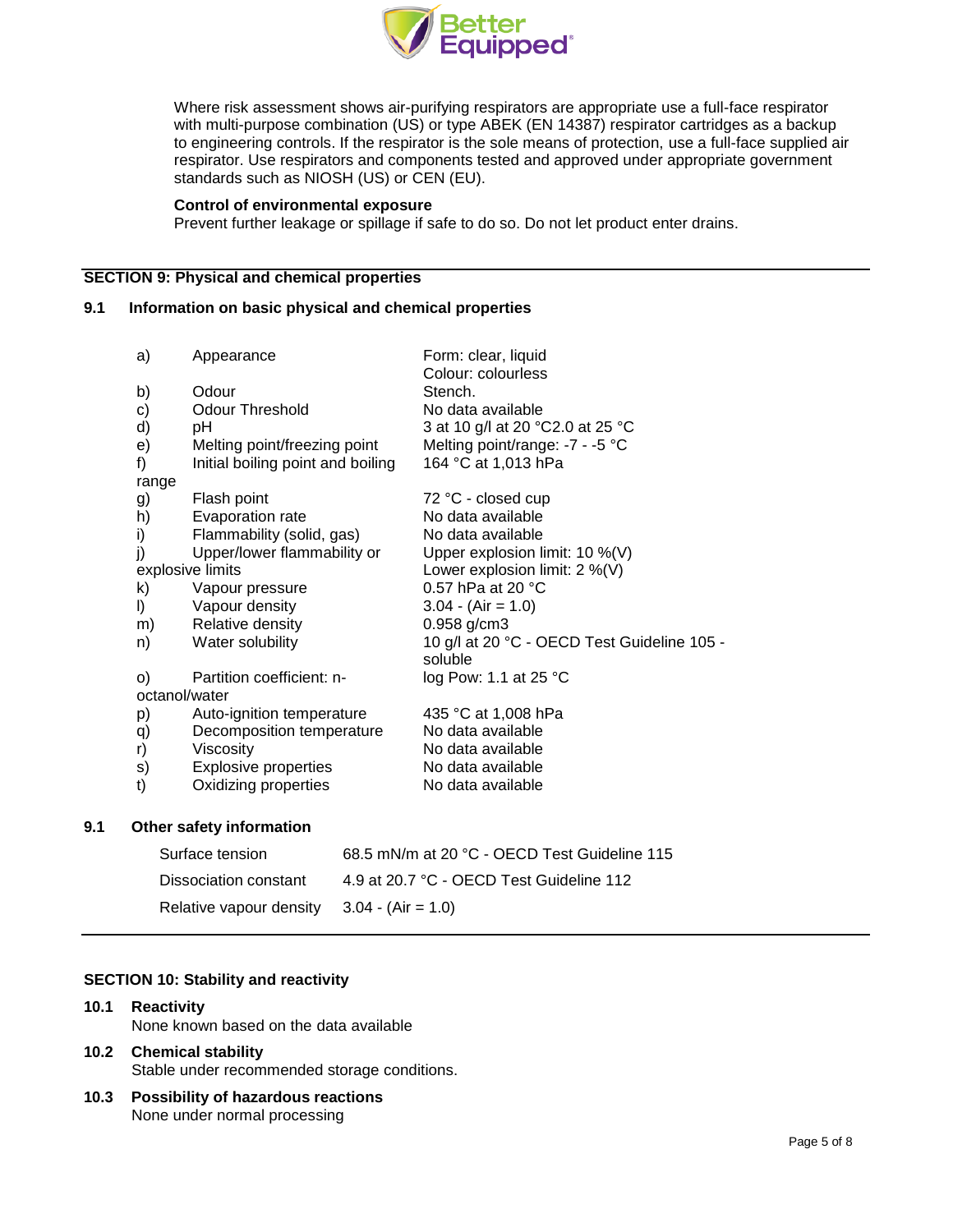Where risk assessment shows air-purifying respirators are appropriate use a full-face respirator with multi-purpose combination (US) or type ABEK (EN 14387) respirator cartridges as a backup to engineering controls. If the respirator is the sole means of protection, use a full-face supplied air respirator. Use respirators and components tested and approved under appropriate government standards such as NIOSH (US) or CEN (EU).

**Control of environmental exposure**

Prevent further leakage or spillage if safe to do so. Do not let product enter drains.

## SECTION 9: Physical and chemical properties

### 9.1 Information on basic physical and chemical properties

| | | |
|---|---|---|
| a) | Appearance | Form: clear, liquid<br>Colour: colourless |
| b) | Odour | Stench. |
| c) | Odour Threshold | No data available |
| d) | pH | 3 at 10 g/l at 20 °C2.0 at 25 °C |
| e) | Melting point/freezing point | Melting point/range: -7 - -5 °C |
| f) | Initial boiling point and boiling range | 164 °C at 1,013 hPa |
| g) | Flash point | 72 °C - closed cup |
| h) | Evaporation rate | No data available |
| i) | Flammability (solid, gas) | No data available |
| j) | Upper/lower flammability or explosive limits | Upper explosion limit: 10 %(V)<br>Lower explosion limit: 2 %(V) |
| k) | Vapour pressure | 0.57 hPa at 20 °C |
| l) | Vapour density | 3.04 - (Air = 1.0) |
| m) | Relative density | 0.958 g/cm3 |
| n) | Water solubility | 10 g/l at 20 °C - OECD Test Guideline 105 - soluble |
| o) | Partition coefficient: n-octanol/water | log Pow: 1.1 at 25 °C |
| p) | Auto-ignition temperature | 435 °C at 1,008 hPa |
| q) | Decomposition temperature | No data available |
| r) | Viscosity | No data available |
| s) | Explosive properties | No data available |
| t) | Oxidizing properties | No data available |

### 9.1 Other safety information

| | |
|---|---|
| Surface tension | 68.5 mN/m at 20 °C - OECD Test Guideline 115 |
| Dissociation constant | 4.9 at 20.7 °C - OECD Test Guideline 112 |
| Relative vapour density | 3.04 - (Air = 1.0) |

## SECTION 10: Stability and reactivity

### 10.1 Reactivity

None known based on the data available

### 10.2 Chemical stability

Stable under recommended storage conditions.

### 10.3 Possibility of hazardous reactions

None under normal processing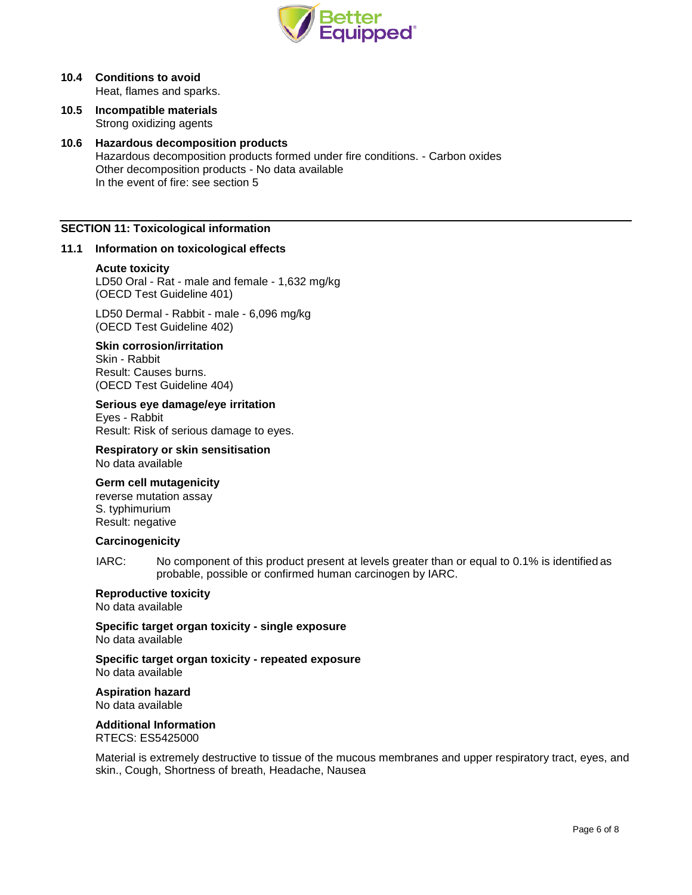### 10.4 Conditions to avoid

Heat, flames and sparks.

### 10.5 Incompatible materials

Strong oxidizing agents

### 10.6 Hazardous decomposition products

Hazardous decomposition products formed under fire conditions. - Carbon oxides
Other decomposition products - No data available
In the event of fire: see section 5

## SECTION 11: Toxicological information

### 11.1 Information on toxicological effects

**Acute toxicity**
LD50 Oral - Rat - male and female - 1,632 mg/kg
(OECD Test Guideline 401)

LD50 Dermal - Rabbit - male - 6,096 mg/kg
(OECD Test Guideline 402)

**Skin corrosion/irritation**
Skin - Rabbit
Result: Causes burns.
(OECD Test Guideline 404)

**Serious eye damage/eye irritation**
Eyes - Rabbit
Result: Risk of serious damage to eyes.

**Respiratory or skin sensitisation**
No data available

**Germ cell mutagenicity**
reverse mutation assay
S. typhimurium
Result: negative

**Carcinogenicity**

IARC: No component of this product present at levels greater than or equal to 0.1% is identified as probable, possible or confirmed human carcinogen by IARC.

**Reproductive toxicity**
No data available

**Specific target organ toxicity - single exposure**
No data available

**Specific target organ toxicity - repeated exposure**
No data available

**Aspiration hazard**
No data available

**Additional Information**
RTECS: ES5425000

Material is extremely destructive to tissue of the mucous membranes and upper respiratory tract, eyes, and skin., Cough, Shortness of breath, Headache, Nausea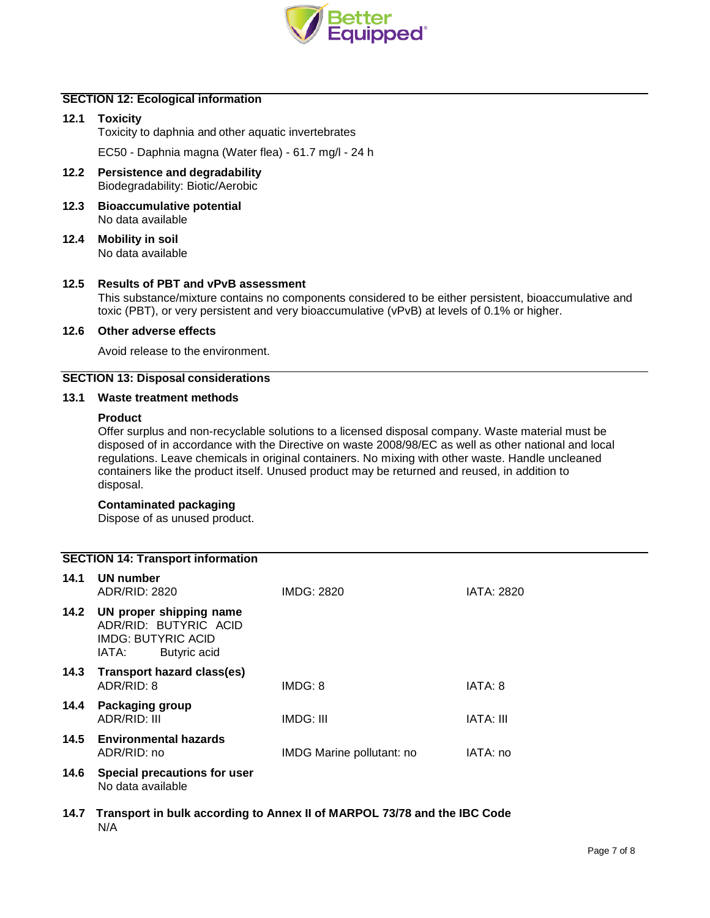## SECTION 12: Ecological information

**12.1 Toxicity**

Toxicity to daphnia and other aquatic invertebrates

EC50 - Daphnia magna (Water flea) - 61.7 mg/l - 24 h

**12.2 Persistence and degradability**

Biodegradability: Biotic/Aerobic

**12.3 Bioaccumulative potential**

No data available

**12.4 Mobility in soil**

No data available

**12.5 Results of PBT and vPvB assessment**

This substance/mixture contains no components considered to be either persistent, bioaccumulative and toxic (PBT), or very persistent and very bioaccumulative (vPvB) at levels of 0.1% or higher.

**12.6 Other adverse effects**

Avoid release to the environment.

## SECTION 13: Disposal considerations

**13.1 Waste treatment methods**

**Product**

Offer surplus and non-recyclable solutions to a licensed disposal company. Waste material must be disposed of in accordance with the Directive on waste 2008/98/EC as well as other national and local regulations. Leave chemicals in original containers. No mixing with other waste. Handle uncleaned containers like the product itself. Unused product may be returned and reused, in addition to disposal.

**Contaminated packaging**

Dispose of as unused product.

## SECTION 14: Transport information

**14.1 UN number**

| ADR/RID: 2820 | IMDG: 2820 | IATA: 2820 |
|---|---|---|

**14.2 UN proper shipping name**

ADR/RID: BUTYRIC ACID
IMDG: BUTYRIC ACID
IATA: Butyric acid

**14.3 Transport hazard class(es)**

| ADR/RID: 8 | IMDG: 8 | IATA: 8 |
|---|---|---|

**14.4 Packaging group**

| ADR/RID: III | IMDG: III | IATA: III |
|---|---|---|

**14.5 Environmental hazards**

| ADR/RID: no | IMDG Marine pollutant: no | IATA: no |
|---|---|---|

**14.6 Special precautions for user**

No data available

**14.7 Transport in bulk according to Annex II of MARPOL 73/78 and the IBC Code**

N/A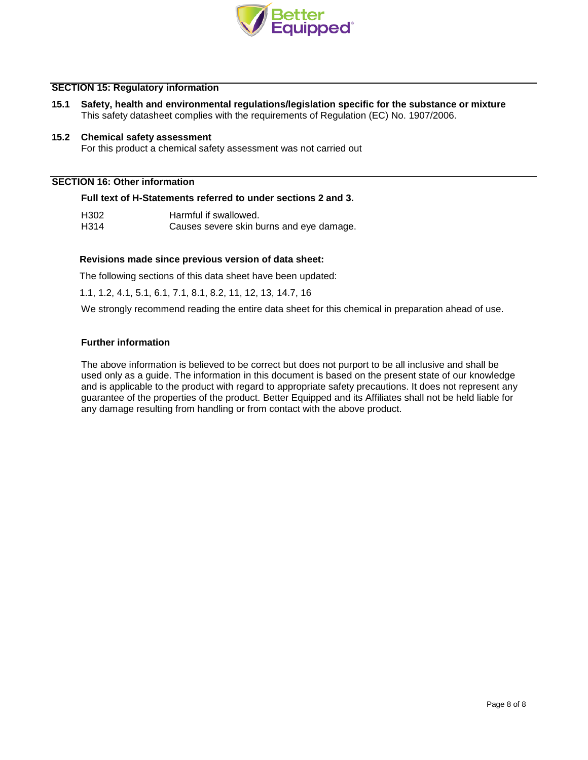## SECTION 15: Regulatory information

**15.1 Safety, health and environmental regulations/legislation specific for the substance or mixture**
This safety datasheet complies with the requirements of Regulation (EC) No. 1907/2006.

**15.2 Chemical safety assessment**
For this product a chemical safety assessment was not carried out

## SECTION 16: Other information

**Full text of H-Statements referred to under sections 2 and 3.**

| | |
|---|---|
| H302 | Harmful if swallowed. |
| H314 | Causes severe skin burns and eye damage. |

**Revisions made since previous version of data sheet:**

The following sections of this data sheet have been updated:

1.1, 1.2, 4.1, 5.1, 6.1, 7.1, 8.1, 8.2, 11, 12, 13, 14.7, 16

We strongly recommend reading the entire data sheet for this chemical in preparation ahead of use.

**Further information**

The above information is believed to be correct but does not purport to be all inclusive and shall be used only as a guide. The information in this document is based on the present state of our knowledge and is applicable to the product with regard to appropriate safety precautions. It does not represent any guarantee of the properties of the product. Better Equipped and its Affiliates shall not be held liable for any damage resulting from handling or from contact with the above product.